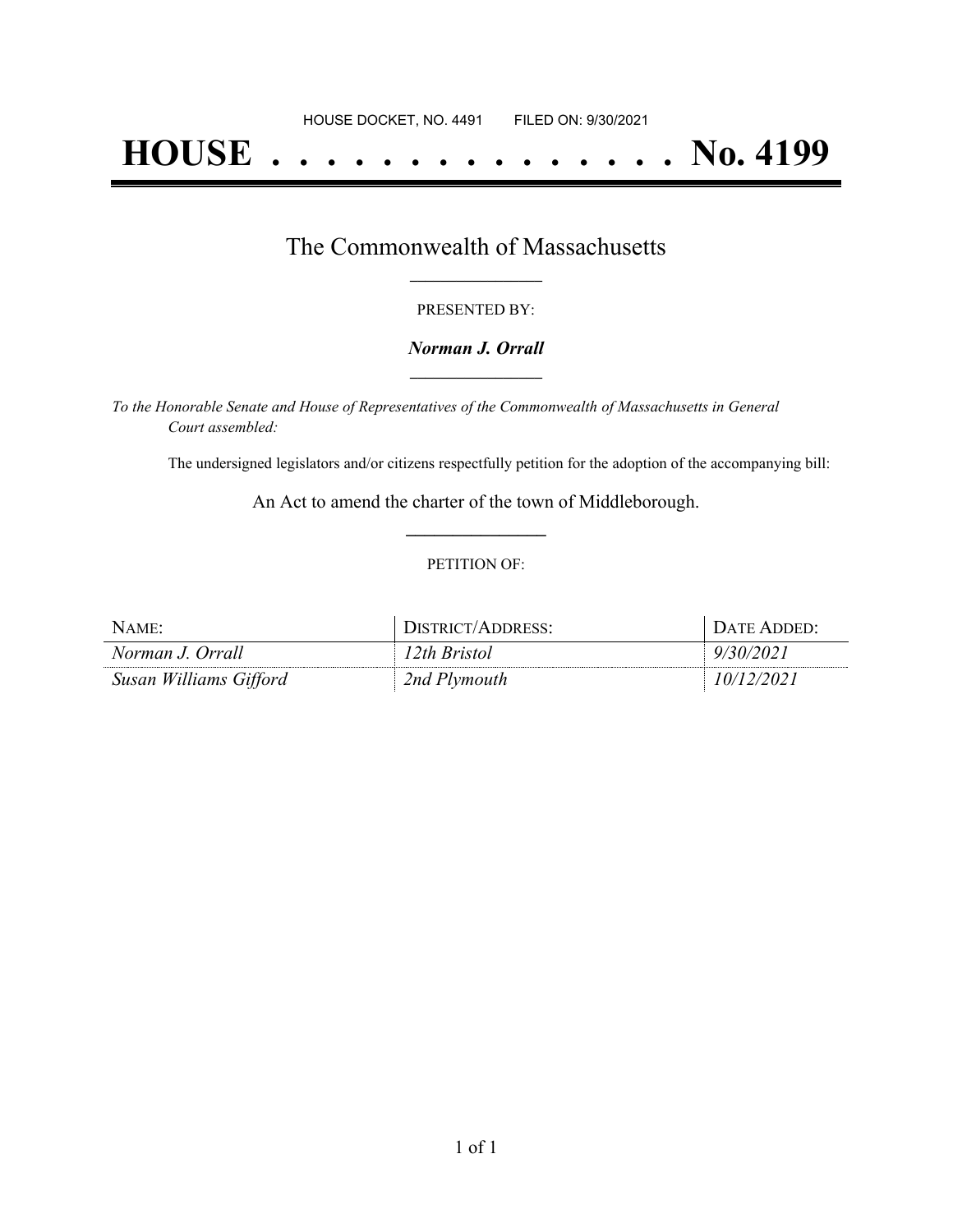HOUSE DOCKET, NO. 4491        FILED ON: 9/30/2021

# HOUSE . . . . . . . . . . . . . . . No. 4199

## The Commonwealth of Massachusetts

PRESENTED BY:

***Norman J. Orrall***

*To the Honorable Senate and House of Representatives of the Commonwealth of Massachusetts in General Court assembled:*

The undersigned legislators and/or citizens respectfully petition for the adoption of the accompanying bill:

An Act to amend the charter of the town of Middleborough.

PETITION OF:

| NAME: | DISTRICT/ADDRESS: | DATE ADDED: |
|---|---|---|
| *Norman J. Orrall* | *12th Bristol* | *9/30/2021* |
| *Susan Williams Gifford* | *2nd Plymouth* | *10/12/2021* |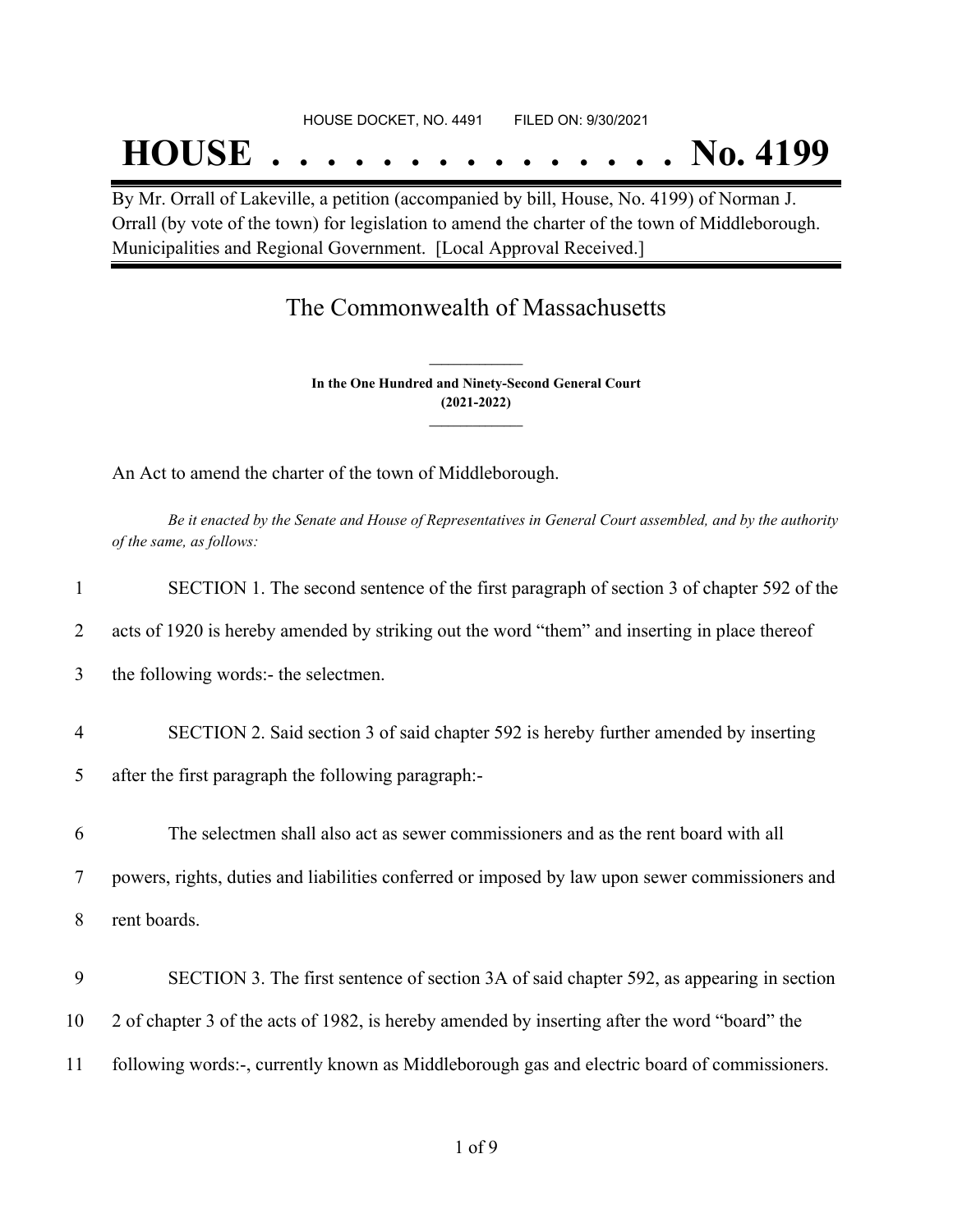HOUSE DOCKET, NO. 4491 FILED ON: 9/30/2021

# HOUSE . . . . . . . . . . . . . . . No. 4199

By Mr. Orrall of Lakeville, a petition (accompanied by bill, House, No. 4199) of Norman J. Orrall (by vote of the town) for legislation to amend the charter of the town of Middleborough. Municipalities and Regional Government. [Local Approval Received.]

## The Commonwealth of Massachusetts

**In the One Hundred and Ninety-Second General Court**
**(2021-2022)**

An Act to amend the charter of the town of Middleborough.

*Be it enacted by the Senate and House of Representatives in General Court assembled, and by the authority of the same, as follows:*

1 SECTION 1. The second sentence of the first paragraph of section 3 of chapter 592 of the
2 acts of 1920 is hereby amended by striking out the word "them" and inserting in place thereof
3 the following words:- the selectmen.

4 SECTION 2. Said section 3 of said chapter 592 is hereby further amended by inserting
5 after the first paragraph the following paragraph:-

6 The selectmen shall also act as sewer commissioners and as the rent board with all
7 powers, rights, duties and liabilities conferred or imposed by law upon sewer commissioners and
8 rent boards.

9 SECTION 3. The first sentence of section 3A of said chapter 592, as appearing in section
10 2 of chapter 3 of the acts of 1982, is hereby amended by inserting after the word "board" the
11 following words:-, currently known as Middleborough gas and electric board of commissioners.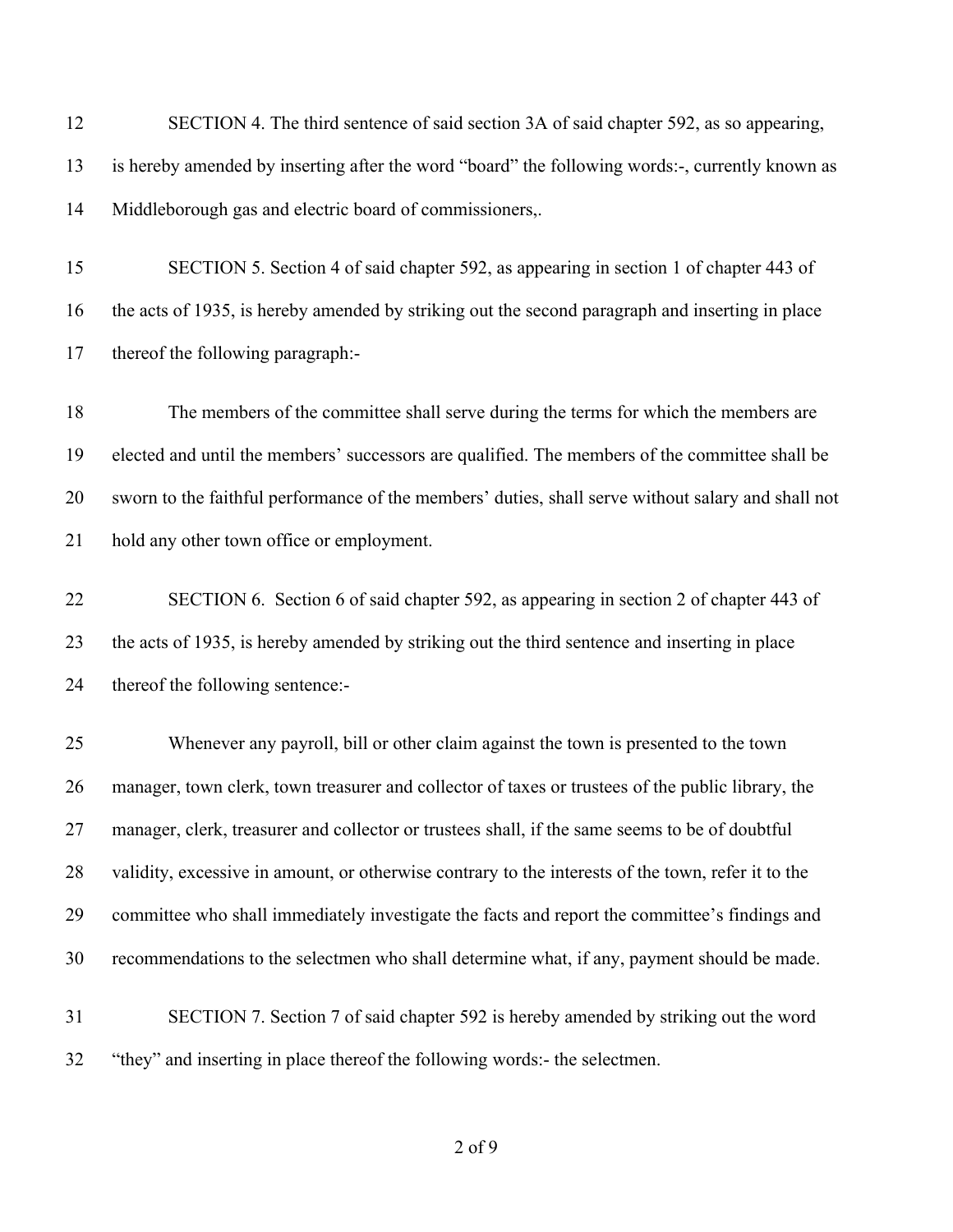SECTION 4. The third sentence of said section 3A of said chapter 592, as so appearing, is hereby amended by inserting after the word "board" the following words:-, currently known as Middleborough gas and electric board of commissioners,.

SECTION 5. Section 4 of said chapter 592, as appearing in section 1 of chapter 443 of the acts of 1935, is hereby amended by striking out the second paragraph and inserting in place thereof the following paragraph:-

The members of the committee shall serve during the terms for which the members are elected and until the members' successors are qualified. The members of the committee shall be sworn to the faithful performance of the members' duties, shall serve without salary and shall not hold any other town office or employment.

SECTION 6. Section 6 of said chapter 592, as appearing in section 2 of chapter 443 of the acts of 1935, is hereby amended by striking out the third sentence and inserting in place thereof the following sentence:-

Whenever any payroll, bill or other claim against the town is presented to the town manager, town clerk, town treasurer and collector of taxes or trustees of the public library, the manager, clerk, treasurer and collector or trustees shall, if the same seems to be of doubtful validity, excessive in amount, or otherwise contrary to the interests of the town, refer it to the committee who shall immediately investigate the facts and report the committee's findings and recommendations to the selectmen who shall determine what, if any, payment should be made.

SECTION 7. Section 7 of said chapter 592 is hereby amended by striking out the word "they" and inserting in place thereof the following words:- the selectmen.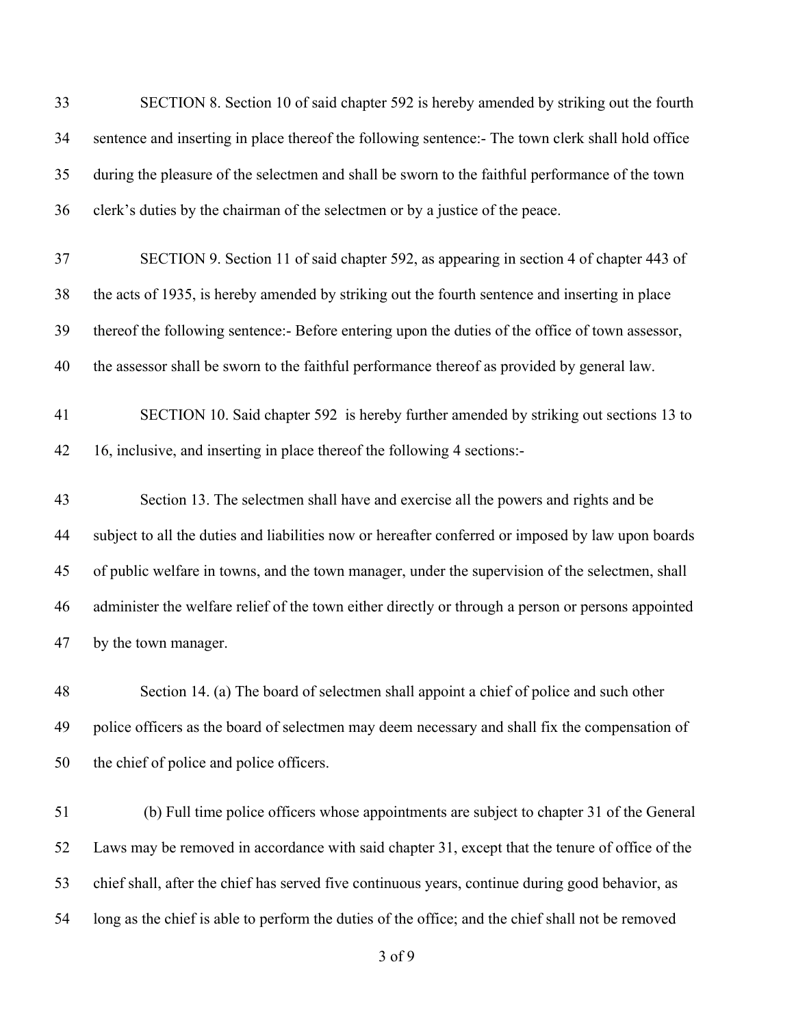SECTION 8. Section 10 of said chapter 592 is hereby amended by striking out the fourth sentence and inserting in place thereof the following sentence:- The town clerk shall hold office during the pleasure of the selectmen and shall be sworn to the faithful performance of the town clerk's duties by the chairman of the selectmen or by a justice of the peace.

SECTION 9. Section 11 of said chapter 592, as appearing in section 4 of chapter 443 of the acts of 1935, is hereby amended by striking out the fourth sentence and inserting in place thereof the following sentence:- Before entering upon the duties of the office of town assessor, the assessor shall be sworn to the faithful performance thereof as provided by general law.

SECTION 10. Said chapter 592 is hereby further amended by striking out sections 13 to 16, inclusive, and inserting in place thereof the following 4 sections:-

Section 13. The selectmen shall have and exercise all the powers and rights and be subject to all the duties and liabilities now or hereafter conferred or imposed by law upon boards of public welfare in towns, and the town manager, under the supervision of the selectmen, shall administer the welfare relief of the town either directly or through a person or persons appointed by the town manager.

Section 14. (a) The board of selectmen shall appoint a chief of police and such other police officers as the board of selectmen may deem necessary and shall fix the compensation of the chief of police and police officers.

(b) Full time police officers whose appointments are subject to chapter 31 of the General Laws may be removed in accordance with said chapter 31, except that the tenure of office of the chief shall, after the chief has served five continuous years, continue during good behavior, as long as the chief is able to perform the duties of the office; and the chief shall not be removed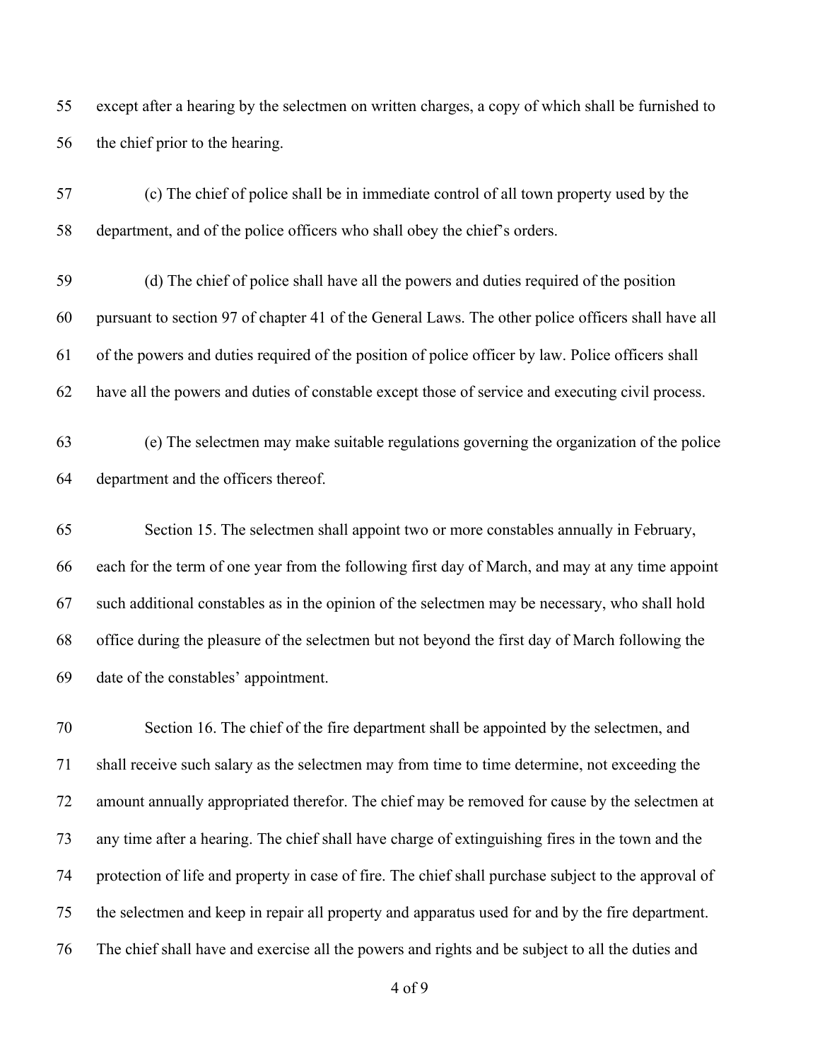except after a hearing by the selectmen on written charges, a copy of which shall be furnished to the chief prior to the hearing.

(c) The chief of police shall be in immediate control of all town property used by the department, and of the police officers who shall obey the chief's orders.

(d) The chief of police shall have all the powers and duties required of the position pursuant to section 97 of chapter 41 of the General Laws. The other police officers shall have all of the powers and duties required of the position of police officer by law. Police officers shall have all the powers and duties of constable except those of service and executing civil process.

(e) The selectmen may make suitable regulations governing the organization of the police department and the officers thereof.

Section 15. The selectmen shall appoint two or more constables annually in February, each for the term of one year from the following first day of March, and may at any time appoint such additional constables as in the opinion of the selectmen may be necessary, who shall hold office during the pleasure of the selectmen but not beyond the first day of March following the date of the constables' appointment.

Section 16. The chief of the fire department shall be appointed by the selectmen, and shall receive such salary as the selectmen may from time to time determine, not exceeding the amount annually appropriated therefor. The chief may be removed for cause by the selectmen at any time after a hearing. The chief shall have charge of extinguishing fires in the town and the protection of life and property in case of fire. The chief shall purchase subject to the approval of the selectmen and keep in repair all property and apparatus used for and by the fire department. The chief shall have and exercise all the powers and rights and be subject to all the duties and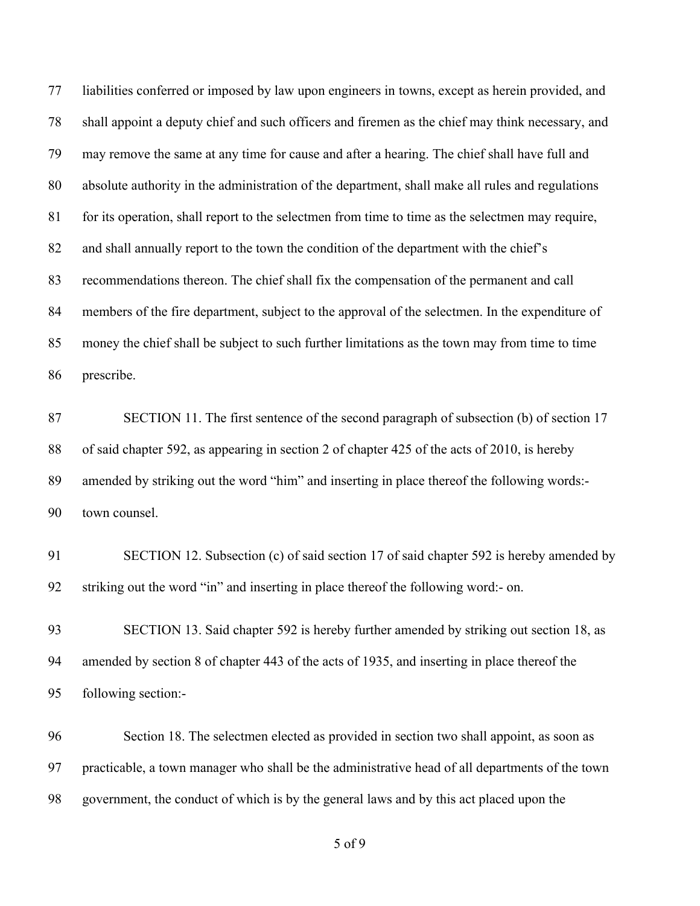liabilities conferred or imposed by law upon engineers in towns, except as herein provided, and shall appoint a deputy chief and such officers and firemen as the chief may think necessary, and may remove the same at any time for cause and after a hearing. The chief shall have full and absolute authority in the administration of the department, shall make all rules and regulations for its operation, shall report to the selectmen from time to time as the selectmen may require, and shall annually report to the town the condition of the department with the chief's recommendations thereon. The chief shall fix the compensation of the permanent and call members of the fire department, subject to the approval of the selectmen. In the expenditure of money the chief shall be subject to such further limitations as the town may from time to time prescribe.

SECTION 11. The first sentence of the second paragraph of subsection (b) of section 17 of said chapter 592, as appearing in section 2 of chapter 425 of the acts of 2010, is hereby amended by striking out the word "him" and inserting in place thereof the following words:- town counsel.

SECTION 12. Subsection (c) of said section 17 of said chapter 592 is hereby amended by striking out the word "in" and inserting in place thereof the following word:- on.

SECTION 13. Said chapter 592 is hereby further amended by striking out section 18, as amended by section 8 of chapter 443 of the acts of 1935, and inserting in place thereof the following section:-

Section 18. The selectmen elected as provided in section two shall appoint, as soon as practicable, a town manager who shall be the administrative head of all departments of the town government, the conduct of which is by the general laws and by this act placed upon the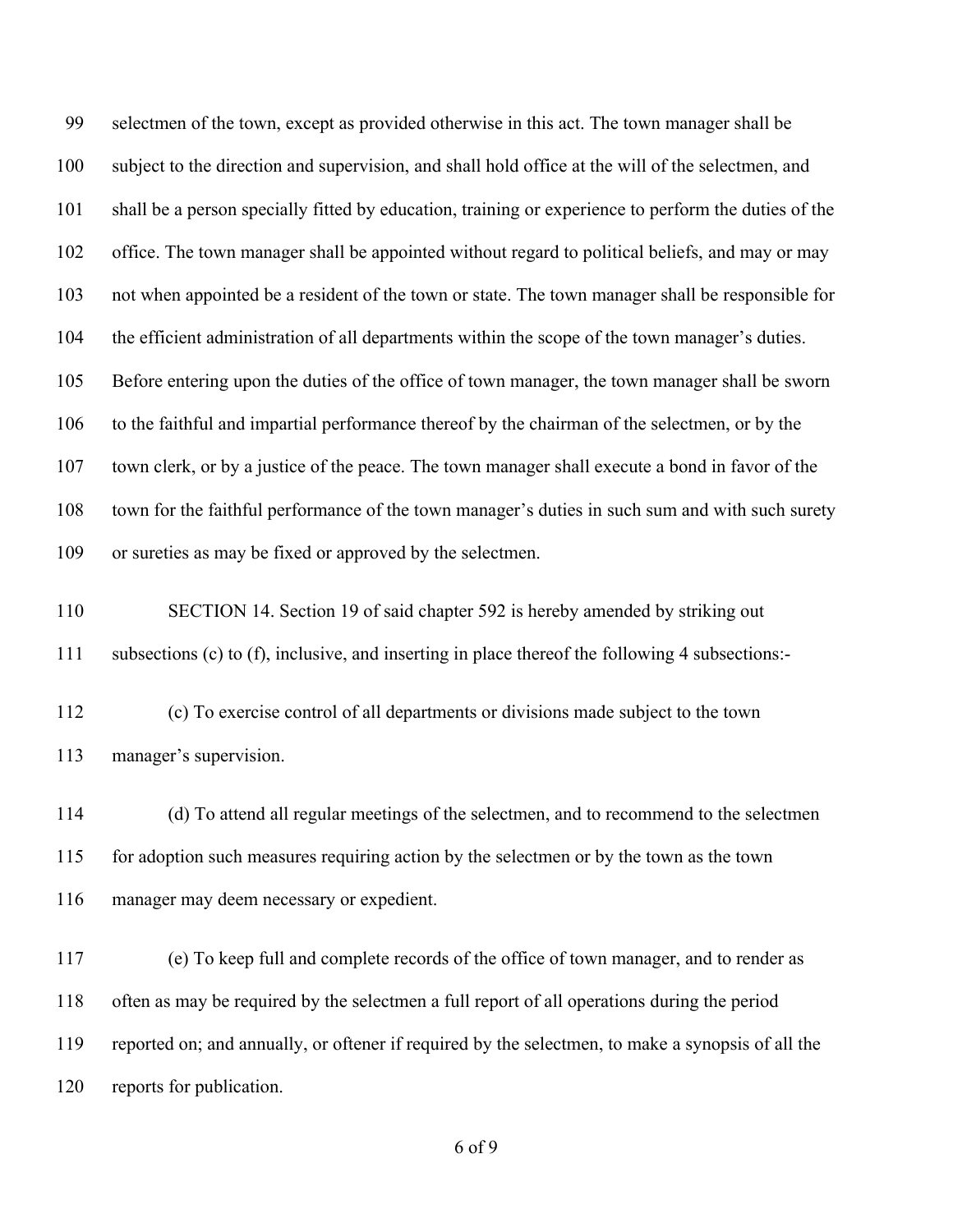selectmen of the town, except as provided otherwise in this act. The town manager shall be subject to the direction and supervision, and shall hold office at the will of the selectmen, and shall be a person specially fitted by education, training or experience to perform the duties of the office. The town manager shall be appointed without regard to political beliefs, and may or may not when appointed be a resident of the town or state. The town manager shall be responsible for the efficient administration of all departments within the scope of the town manager's duties. Before entering upon the duties of the office of town manager, the town manager shall be sworn to the faithful and impartial performance thereof by the chairman of the selectmen, or by the town clerk, or by a justice of the peace. The town manager shall execute a bond in favor of the town for the faithful performance of the town manager's duties in such sum and with such surety or sureties as may be fixed or approved by the selectmen.

SECTION 14. Section 19 of said chapter 592 is hereby amended by striking out subsections (c) to (f), inclusive, and inserting in place thereof the following 4 subsections:-

(c) To exercise control of all departments or divisions made subject to the town manager's supervision.

(d) To attend all regular meetings of the selectmen, and to recommend to the selectmen for adoption such measures requiring action by the selectmen or by the town as the town manager may deem necessary or expedient.

(e) To keep full and complete records of the office of town manager, and to render as often as may be required by the selectmen a full report of all operations during the period reported on; and annually, or oftener if required by the selectmen, to make a synopsis of all the reports for publication.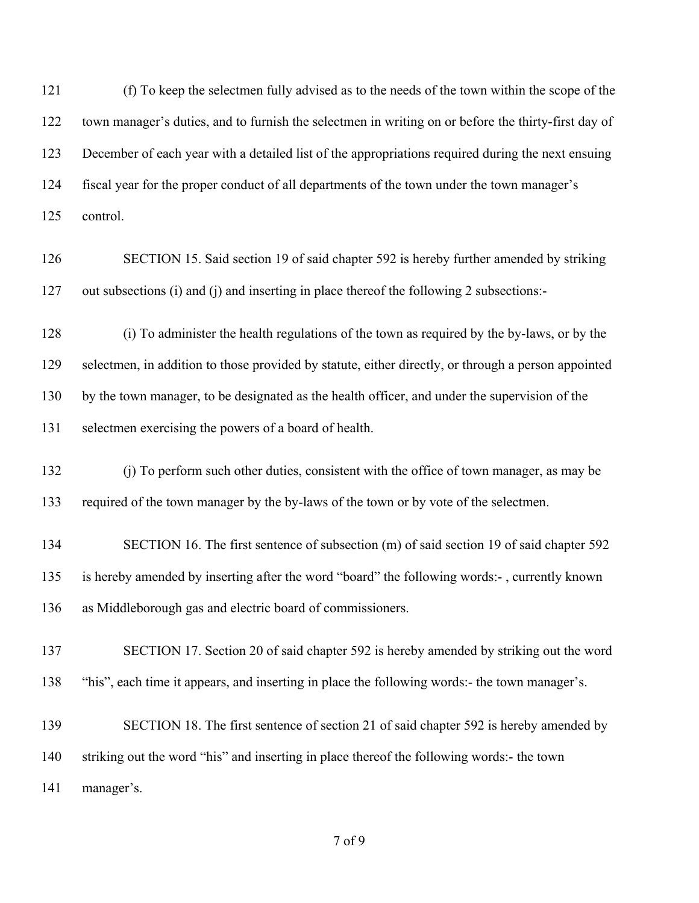(f) To keep the selectmen fully advised as to the needs of the town within the scope of the town manager's duties, and to furnish the selectmen in writing on or before the thirty-first day of December of each year with a detailed list of the appropriations required during the next ensuing fiscal year for the proper conduct of all departments of the town under the town manager's control.

SECTION 15. Said section 19 of said chapter 592 is hereby further amended by striking out subsections (i) and (j) and inserting in place thereof the following 2 subsections:-

(i) To administer the health regulations of the town as required by the by-laws, or by the selectmen, in addition to those provided by statute, either directly, or through a person appointed by the town manager, to be designated as the health officer, and under the supervision of the selectmen exercising the powers of a board of health.

(j) To perform such other duties, consistent with the office of town manager, as may be required of the town manager by the by-laws of the town or by vote of the selectmen.

SECTION 16. The first sentence of subsection (m) of said section 19 of said chapter 592 is hereby amended by inserting after the word "board" the following words:- , currently known as Middleborough gas and electric board of commissioners.

SECTION 17. Section 20 of said chapter 592 is hereby amended by striking out the word "his", each time it appears, and inserting in place the following words:- the town manager's.

SECTION 18. The first sentence of section 21 of said chapter 592 is hereby amended by striking out the word "his" and inserting in place thereof the following words:- the town manager's.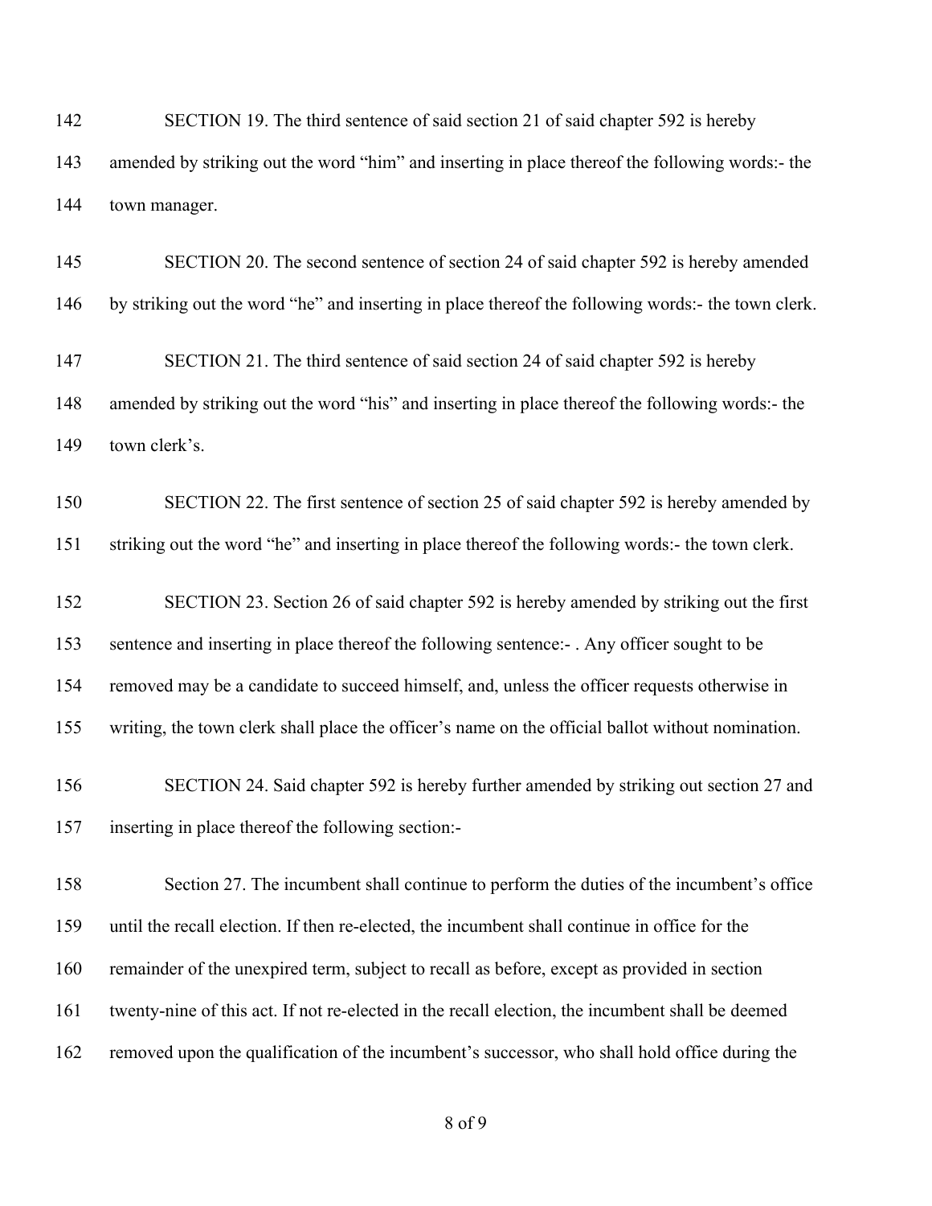SECTION 19. The third sentence of said section 21 of said chapter 592 is hereby amended by striking out the word "him" and inserting in place thereof the following words:- the town manager.

SECTION 20. The second sentence of section 24 of said chapter 592 is hereby amended by striking out the word "he" and inserting in place thereof the following words:- the town clerk.

SECTION 21. The third sentence of said section 24 of said chapter 592 is hereby amended by striking out the word "his" and inserting in place thereof the following words:- the town clerk's.

SECTION 22. The first sentence of section 25 of said chapter 592 is hereby amended by striking out the word "he" and inserting in place thereof the following words:- the town clerk.

SECTION 23. Section 26 of said chapter 592 is hereby amended by striking out the first sentence and inserting in place thereof the following sentence:- . Any officer sought to be removed may be a candidate to succeed himself, and, unless the officer requests otherwise in writing, the town clerk shall place the officer's name on the official ballot without nomination.

SECTION 24. Said chapter 592 is hereby further amended by striking out section 27 and inserting in place thereof the following section:-

Section 27. The incumbent shall continue to perform the duties of the incumbent's office until the recall election. If then re-elected, the incumbent shall continue in office for the remainder of the unexpired term, subject to recall as before, except as provided in section twenty-nine of this act. If not re-elected in the recall election, the incumbent shall be deemed removed upon the qualification of the incumbent's successor, who shall hold office during the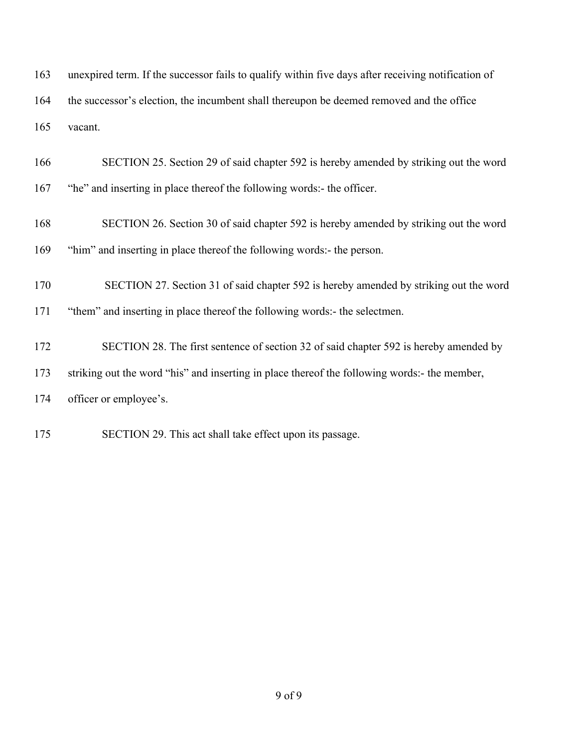unexpired term. If the successor fails to qualify within five days after receiving notification of the successor's election, the incumbent shall thereupon be deemed removed and the office vacant.

SECTION 25. Section 29 of said chapter 592 is hereby amended by striking out the word "he" and inserting in place thereof the following words:- the officer.

SECTION 26. Section 30 of said chapter 592 is hereby amended by striking out the word "him" and inserting in place thereof the following words:- the person.

SECTION 27. Section 31 of said chapter 592 is hereby amended by striking out the word "them" and inserting in place thereof the following words:- the selectmen.

SECTION 28. The first sentence of section 32 of said chapter 592 is hereby amended by striking out the word "his" and inserting in place thereof the following words:- the member, officer or employee's.

SECTION 29. This act shall take effect upon its passage.